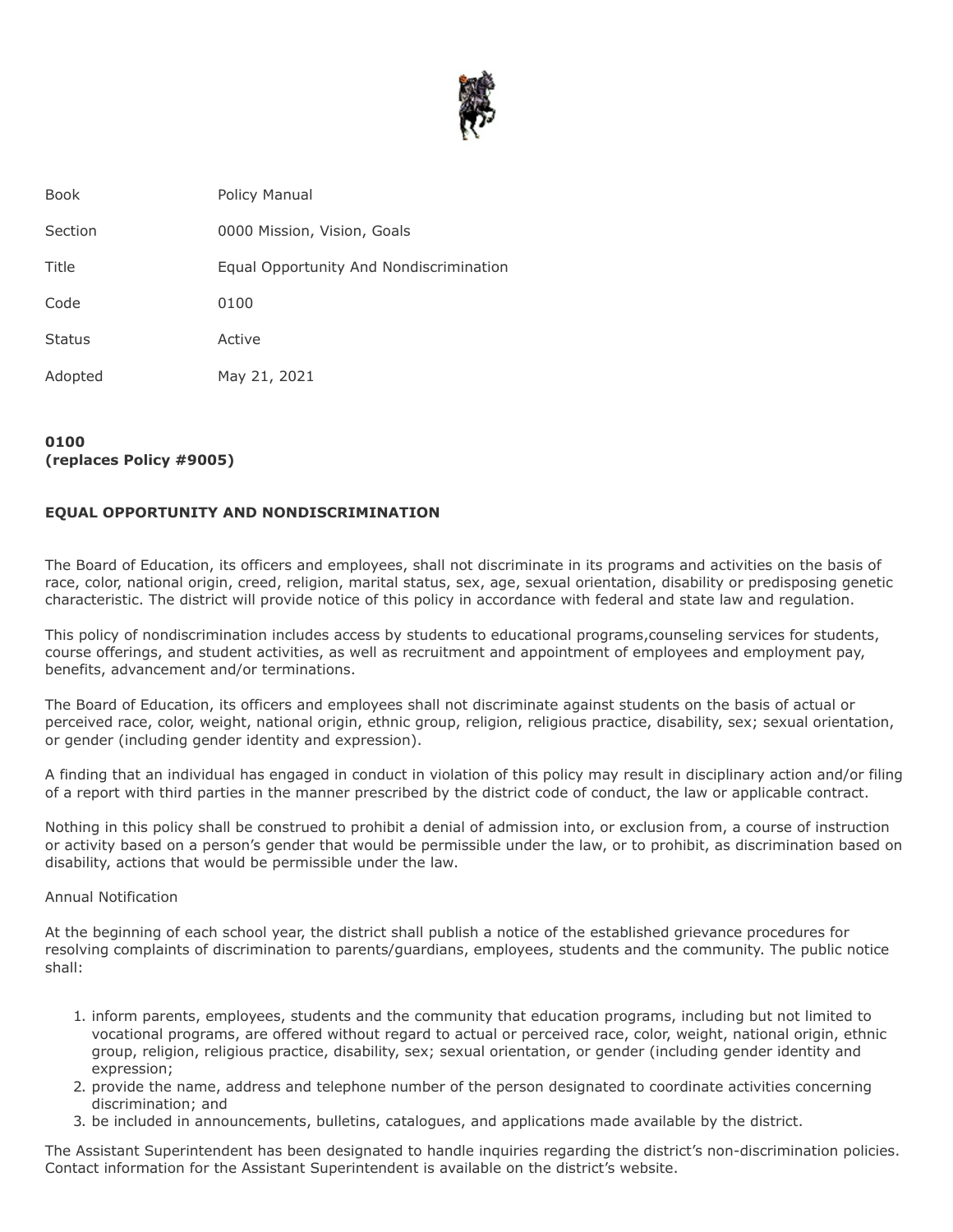| Book | Policy Manual |
| --- | --- |
| Section | 0000 Mission, Vision, Goals |
| Title | Equal Opportunity And Nondiscrimination |
| Code | 0100 |
| Status | Active |
| Adopted | May 21, 2021 |

**0100**
**(replaces Policy #9005)**

**EQUAL OPPORTUNITY AND NONDISCRIMINATION**

The Board of Education, its officers and employees, shall not discriminate in its programs and activities on the basis of race, color, national origin, creed, religion, marital status, sex, age, sexual orientation, disability or predisposing genetic characteristic. The district will provide notice of this policy in accordance with federal and state law and regulation.

This policy of nondiscrimination includes access by students to educational programs,counseling services for students, course offerings, and student activities, as well as recruitment and appointment of employees and employment pay, benefits, advancement and/or terminations.

The Board of Education, its officers and employees shall not discriminate against students on the basis of actual or perceived race, color, weight, national origin, ethnic group, religion, religious practice, disability, sex; sexual orientation, or gender (including gender identity and expression).

A finding that an individual has engaged in conduct in violation of this policy may result in disciplinary action and/or filing of a report with third parties in the manner prescribed by the district code of conduct, the law or applicable contract.

Nothing in this policy shall be construed to prohibit a denial of admission into, or exclusion from, a course of instruction or activity based on a person's gender that would be permissible under the law, or to prohibit, as discrimination based on disability, actions that would be permissible under the law.

Annual Notification

At the beginning of each school year, the district shall publish a notice of the established grievance procedures for resolving complaints of discrimination to parents/guardians, employees, students and the community. The public notice shall:

1. inform parents, employees, students and the community that education programs, including but not limited to vocational programs, are offered without regard to actual or perceived race, color, weight, national origin, ethnic group, religion, religious practice, disability, sex; sexual orientation, or gender (including gender identity and expression;
2. provide the name, address and telephone number of the person designated to coordinate activities concerning discrimination; and
3. be included in announcements, bulletins, catalogues, and applications made available by the district.

The Assistant Superintendent has been designated to handle inquiries regarding the district's non-discrimination policies. Contact information for the Assistant Superintendent is available on the district's website.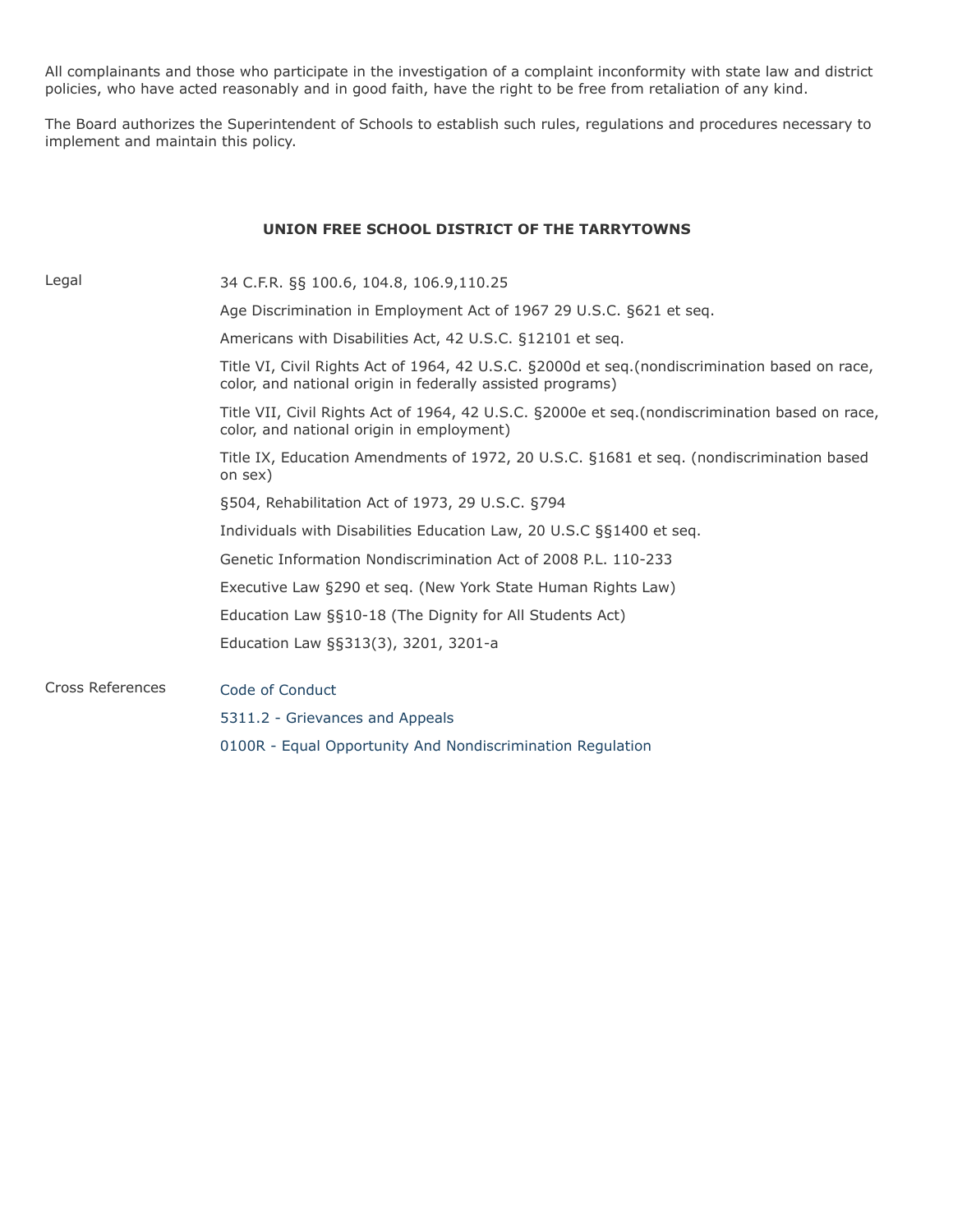All complainants and those who participate in the investigation of a complaint inconformity with state law and district policies, who have acted reasonably and in good faith, have the right to be free from retaliation of any kind.

The Board authorizes the Superintendent of Schools to establish such rules, regulations and procedures necessary to implement and maintain this policy.

**UNION FREE SCHOOL DISTRICT OF THE TARRYTOWNS**

| | |
|---|---|
| Legal | 34 C.F.R. §§ 100.6, 104.8, 106.9,110.25 |
| | Age Discrimination in Employment Act of 1967 29 U.S.C. §621 et seq. |
| | Americans with Disabilities Act, 42 U.S.C. §12101 et seq. |
| | Title VI, Civil Rights Act of 1964, 42 U.S.C. §2000d et seq.(nondiscrimination based on race, color, and national origin in federally assisted programs) |
| | Title VII, Civil Rights Act of 1964, 42 U.S.C. §2000e et seq.(nondiscrimination based on race, color, and national origin in employment) |
| | Title IX, Education Amendments of 1972, 20 U.S.C. §1681 et seq. (nondiscrimination based on sex) |
| | §504, Rehabilitation Act of 1973, 29 U.S.C. §794 |
| | Individuals with Disabilities Education Law, 20 U.S.C §§1400 et seq. |
| | Genetic Information Nondiscrimination Act of 2008 P.L. 110-233 |
| | Executive Law §290 et seq. (New York State Human Rights Law) |
| | Education Law §§10-18 (The Dignity for All Students Act) |
| | Education Law §§313(3), 3201, 3201-a |
| Cross References | Code of Conduct |
| | 5311.2 - Grievances and Appeals |
| | 0100R - Equal Opportunity And Nondiscrimination Regulation |